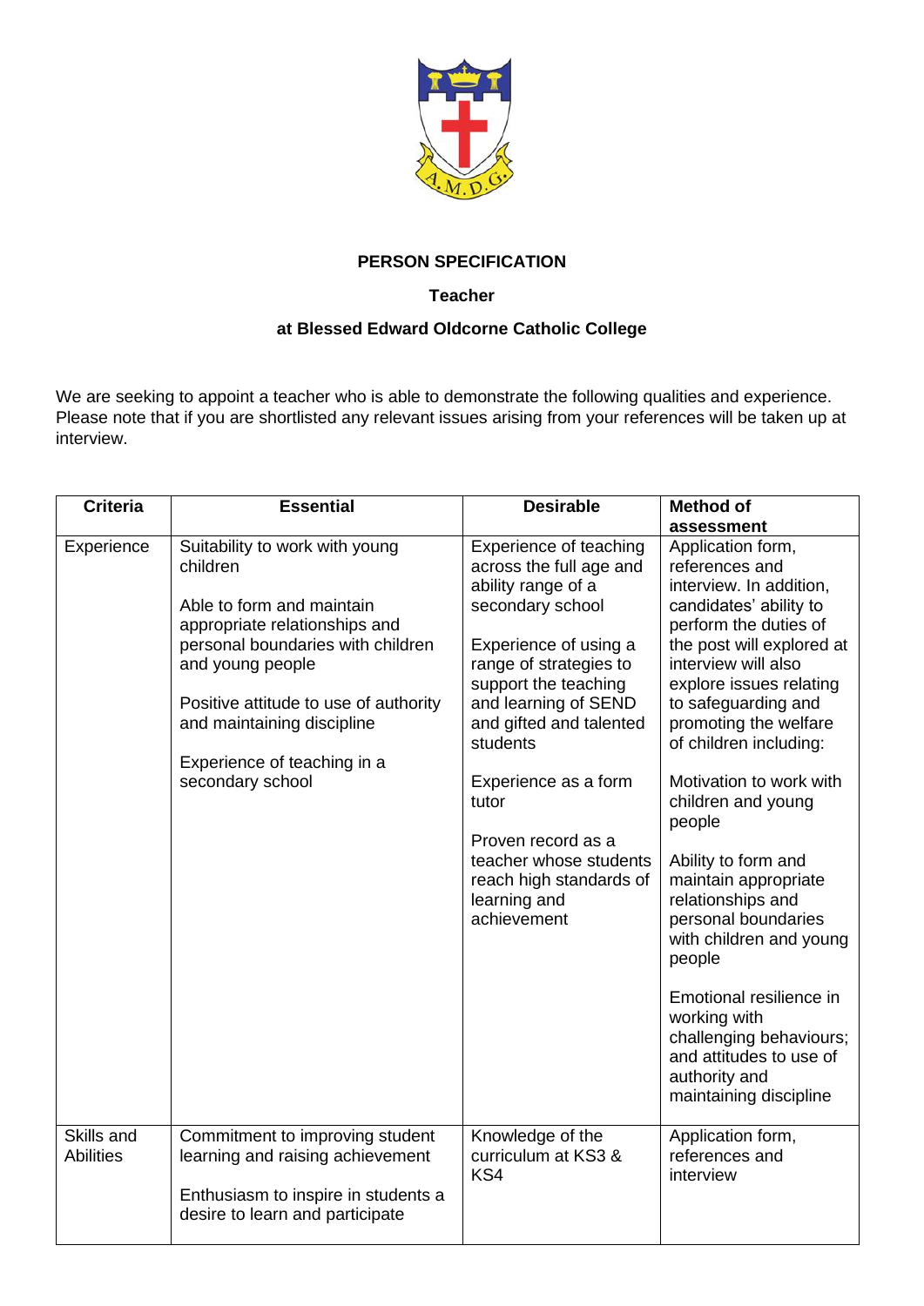**PERSON SPECIFICATION**

**Teacher**

**at Blessed Edward Oldcorne Catholic College**

We are seeking to appoint a teacher who is able to demonstrate the following qualities and experience. Please note that if you are shortlisted any relevant issues arising from your references will be taken up at interview.

| Criteria | Essential | Desirable | Method of assessment |
|---|---|---|---|
| Experience | Suitability to work with young children<br><br>Able to form and maintain appropriate relationships and personal boundaries with children and young people<br><br>Positive attitude to use of authority and maintaining discipline<br><br>Experience of teaching in a secondary school | Experience of teaching across the full age and ability range of a secondary school<br><br>Experience of using a range of strategies to support the teaching and learning of SEND and gifted and talented students<br><br>Experience as a form tutor<br><br>Proven record as a teacher whose students reach high standards of learning and achievement | Application form, references and interview. In addition, candidates' ability to perform the duties of the post will explored at interview will also explore issues relating to safeguarding and promoting the welfare of children including:<br><br>Motivation to work with children and young people<br><br>Ability to form and maintain appropriate relationships and personal boundaries with children and young people<br><br>Emotional resilience in working with challenging behaviours; and attitudes to use of authority and maintaining discipline |
| Skills and Abilities | Commitment to improving student learning and raising achievement<br><br>Enthusiasm to inspire in students a desire to learn and participate | Knowledge of the curriculum at KS3 & KS4 | Application form, references and interview |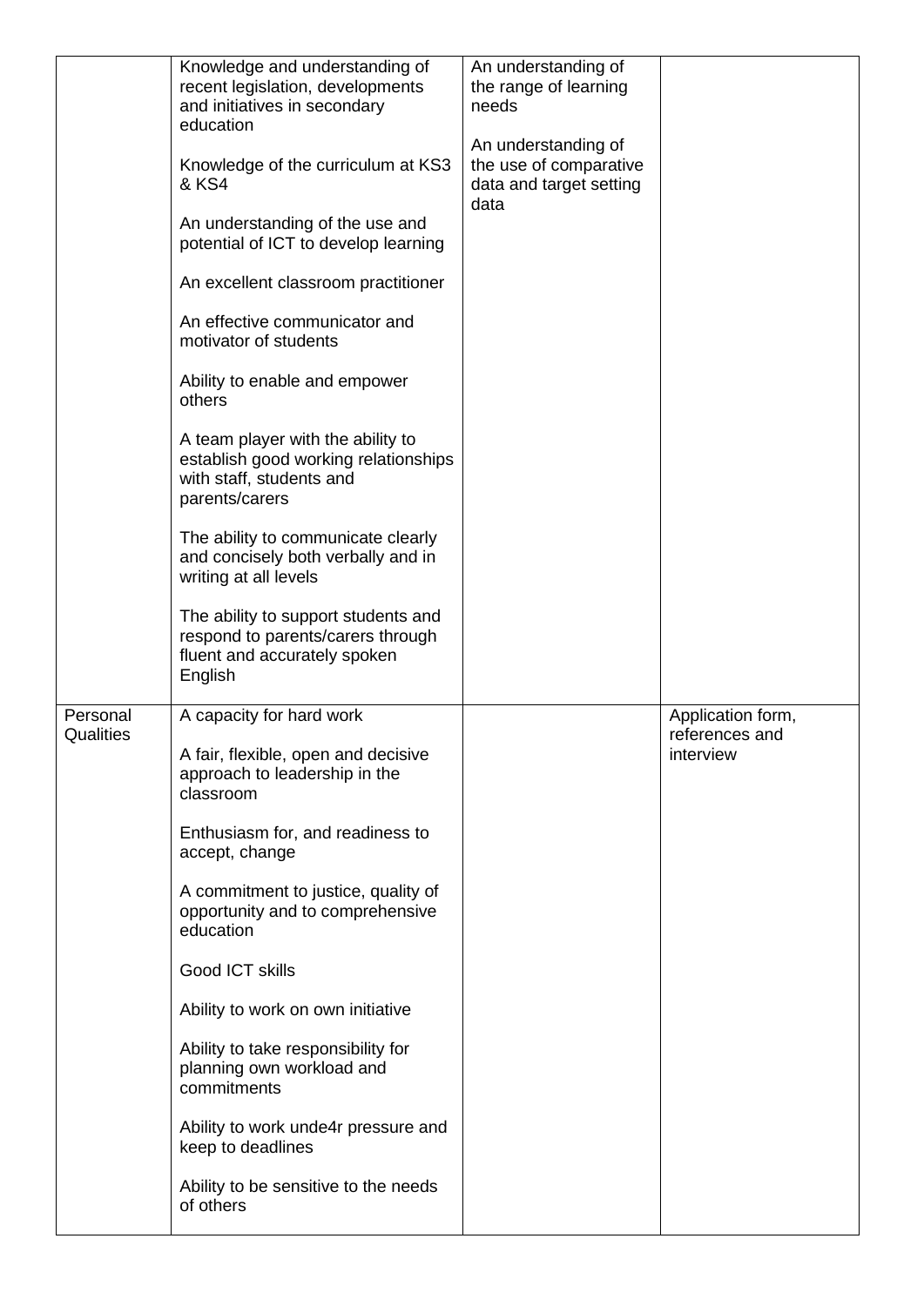| | | | |
|---|---|---|---|
| | Knowledge and understanding of recent legislation, developments and initiatives in secondary education<br><br>Knowledge of the curriculum at KS3 & KS4<br><br>An understanding of the use and potential of ICT to develop learning<br><br>An excellent classroom practitioner<br><br>An effective communicator and motivator of students<br><br>Ability to enable and empower others<br><br>A team player with the ability to establish good working relationships with staff, students and parents/carers<br><br>The ability to communicate clearly and concisely both verbally and in writing at all levels<br><br>The ability to support students and respond to parents/carers through fluent and accurately spoken English | An understanding of the range of learning needs<br><br>An understanding of the use of comparative data and target setting data | |
| Personal Qualities | A capacity for hard work<br><br>A fair, flexible, open and decisive approach to leadership in the classroom<br><br>Enthusiasm for, and readiness to accept, change<br><br>A commitment to justice, quality of opportunity and to comprehensive education<br><br>Good ICT skills<br><br>Ability to work on own initiative<br><br>Ability to take responsibility for planning own workload and commitments<br><br>Ability to work unde4r pressure and keep to deadlines<br><br>Ability to be sensitive to the needs of others | | Application form, references and interview |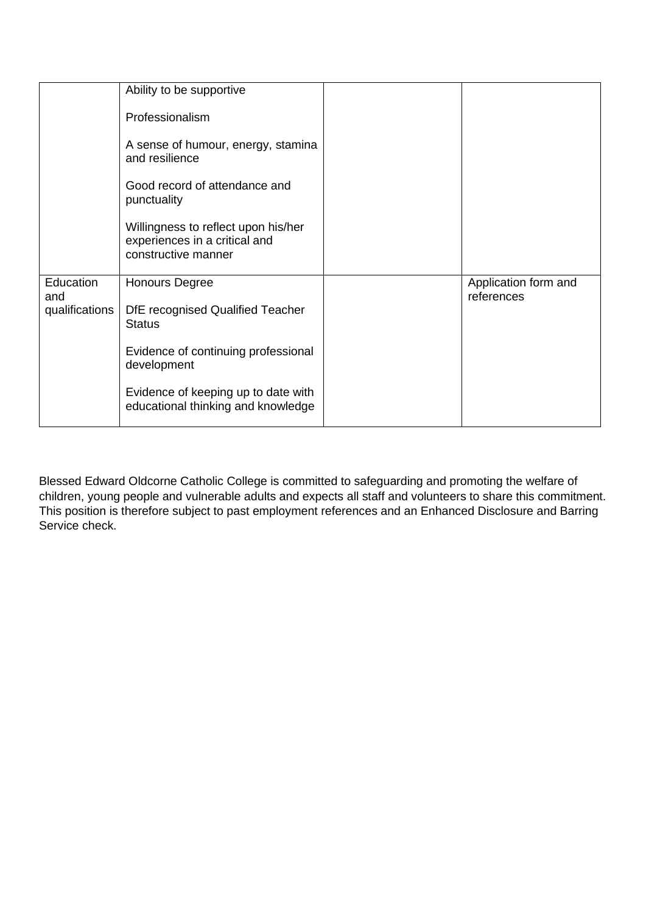| | | | |
|---|---|---|---|
| | Ability to be supportive<br><br>Professionalism<br><br>A sense of humour, energy, stamina and resilience<br><br>Good record of attendance and punctuality<br><br>Willingness to reflect upon his/her experiences in a critical and constructive manner | | |
| Education and qualifications | Honours Degree<br><br>DfE recognised Qualified Teacher Status<br><br>Evidence of continuing professional development<br><br>Evidence of keeping up to date with educational thinking and knowledge | | Application form and references |

Blessed Edward Oldcorne Catholic College is committed to safeguarding and promoting the welfare of children, young people and vulnerable adults and expects all staff and volunteers to share this commitment. This position is therefore subject to past employment references and an Enhanced Disclosure and Barring Service check.